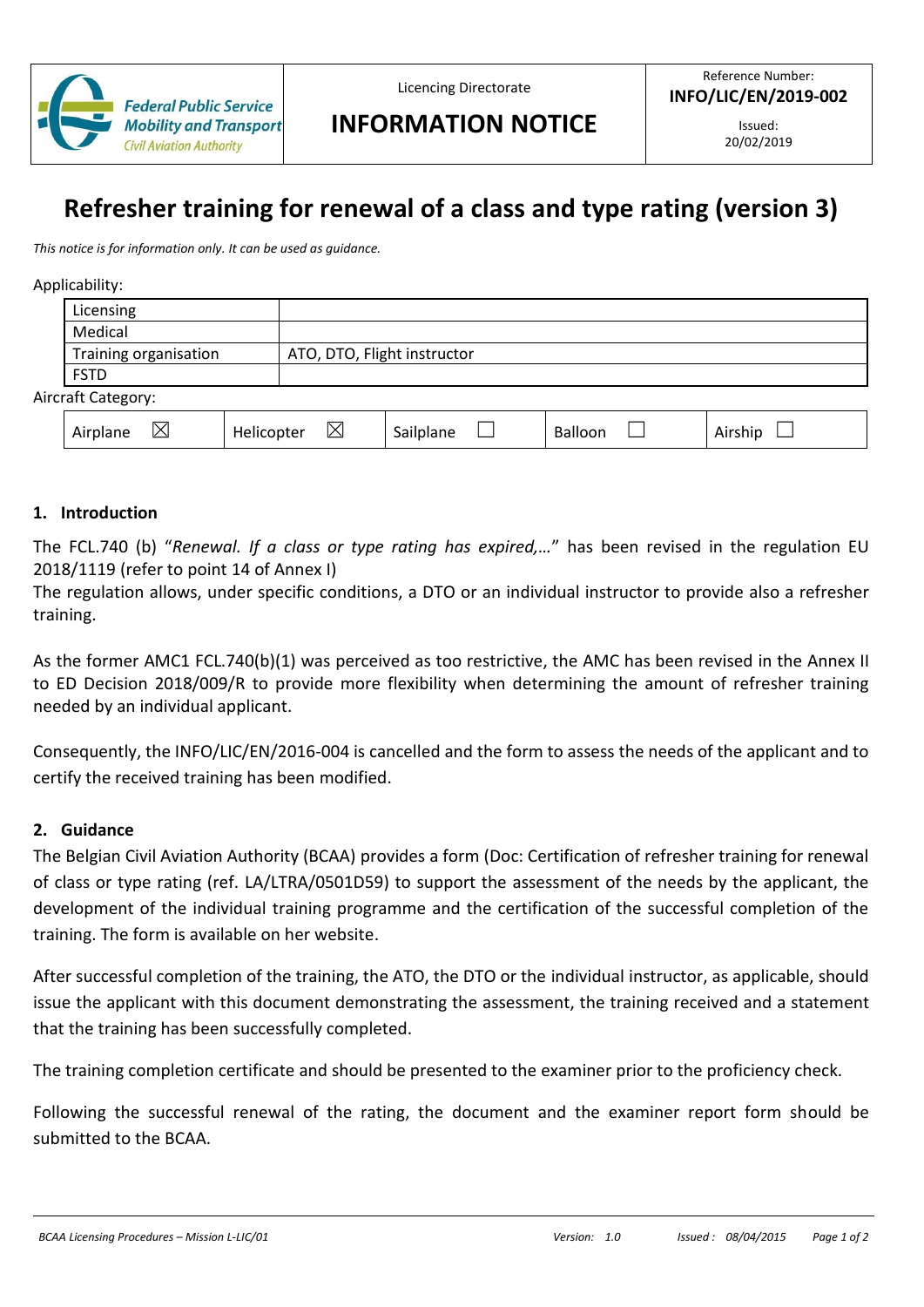| Federal Public Service Mobility and Transport Civil Aviation Authority | Licencing Directorate **INFORMATION NOTICE** | Reference Number: **INFO/LIC/EN/2019-002** Issued: 20/02/2019 |
|---|---|---|

# Refresher training for renewal of a class and type rating (version 3)

*This notice is for information only. It can be used as guidance.*

Applicability:

| Licensing | |
|---|---|
| Medical | |
| Training organisation | ATO, DTO, Flight instructor |
| FSTD | |

Aircraft Category:

| Airplane ☒ | Helicopter ☒ | Sailplane ☐ | Balloon ☐ | Airship ☐ |
|---|---|---|---|---|

## 1. Introduction

The FCL.740 (b) "*Renewal. If a class or type rating has expired,…*" has been revised in the regulation EU 2018/1119 (refer to point 14 of Annex I)

The regulation allows, under specific conditions, a DTO or an individual instructor to provide also a refresher training.

As the former AMC1 FCL.740(b)(1) was perceived as too restrictive, the AMC has been revised in the Annex II to ED Decision 2018/009/R to provide more flexibility when determining the amount of refresher training needed by an individual applicant.

Consequently, the INFO/LIC/EN/2016-004 is cancelled and the form to assess the needs of the applicant and to certify the received training has been modified.

## 2. Guidance

The Belgian Civil Aviation Authority (BCAA) provides a form (Doc: Certification of refresher training for renewal of class or type rating (ref. LA/LTRA/0501D59) to support the assessment of the needs by the applicant, the development of the individual training programme and the certification of the successful completion of the training. The form is available on her website.

After successful completion of the training, the ATO, the DTO or the individual instructor, as applicable, should issue the applicant with this document demonstrating the assessment, the training received and a statement that the training has been successfully completed.

The training completion certificate and should be presented to the examiner prior to the proficiency check.

Following the successful renewal of the rating, the document and the examiner report form should be submitted to the BCAA.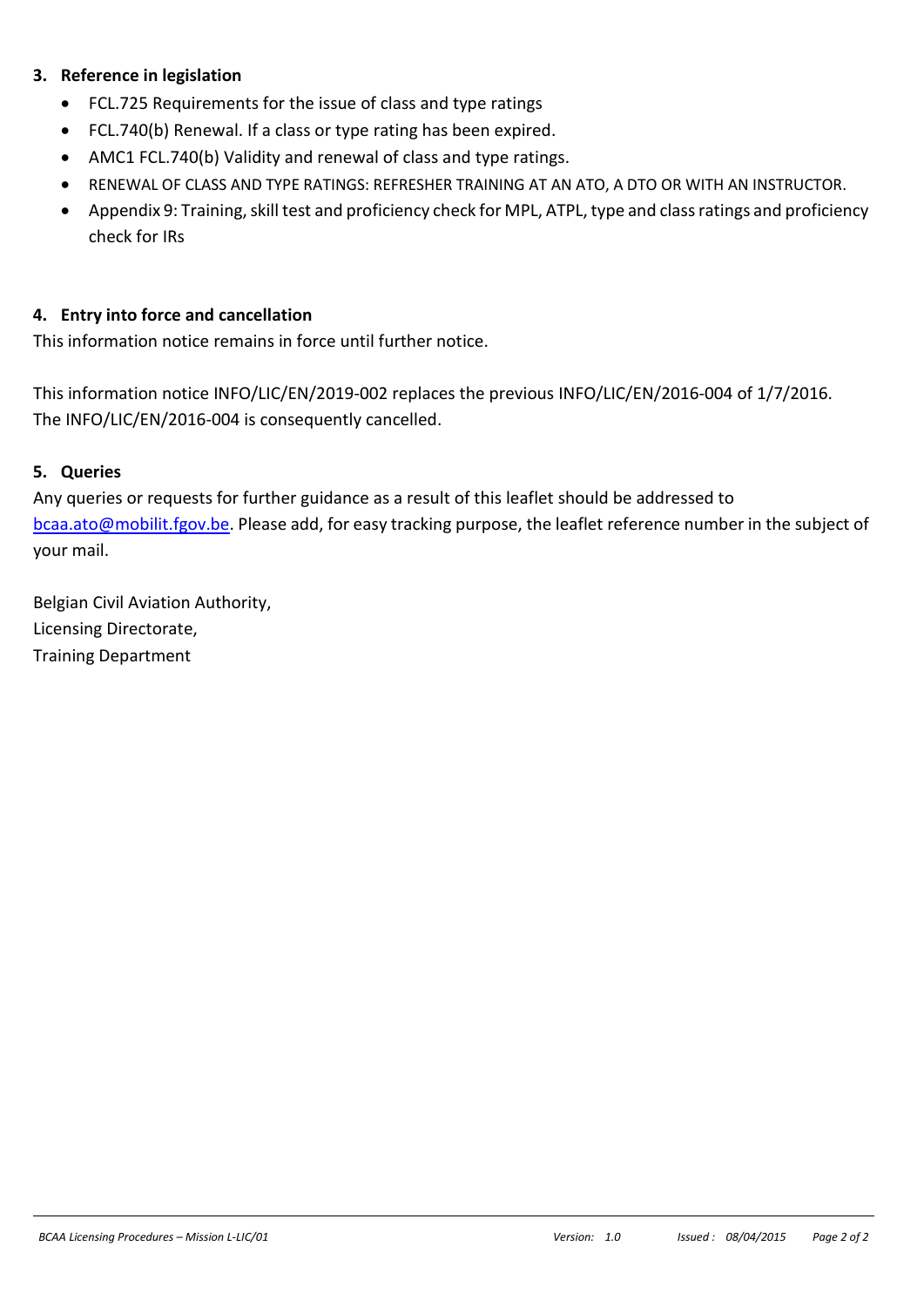## 3. Reference in legislation

- FCL.725 Requirements for the issue of class and type ratings
- FCL.740(b) Renewal. If a class or type rating has been expired.
- AMC1 FCL.740(b) Validity and renewal of class and type ratings.
- RENEWAL OF CLASS AND TYPE RATINGS: REFRESHER TRAINING AT AN ATO, A DTO OR WITH AN INSTRUCTOR.
- Appendix 9: Training, skill test and proficiency check for MPL, ATPL, type and class ratings and proficiency check for IRs

## 4. Entry into force and cancellation

This information notice remains in force until further notice.

This information notice INFO/LIC/EN/2019-002 replaces the previous INFO/LIC/EN/2016-004 of 1/7/2016. The INFO/LIC/EN/2016-004 is consequently cancelled.

## 5. Queries

Any queries or requests for further guidance as a result of this leaflet should be addressed to bcaa.ato@mobilit.fgov.be. Please add, for easy tracking purpose, the leaflet reference number in the subject of your mail.

Belgian Civil Aviation Authority,
Licensing Directorate,
Training Department